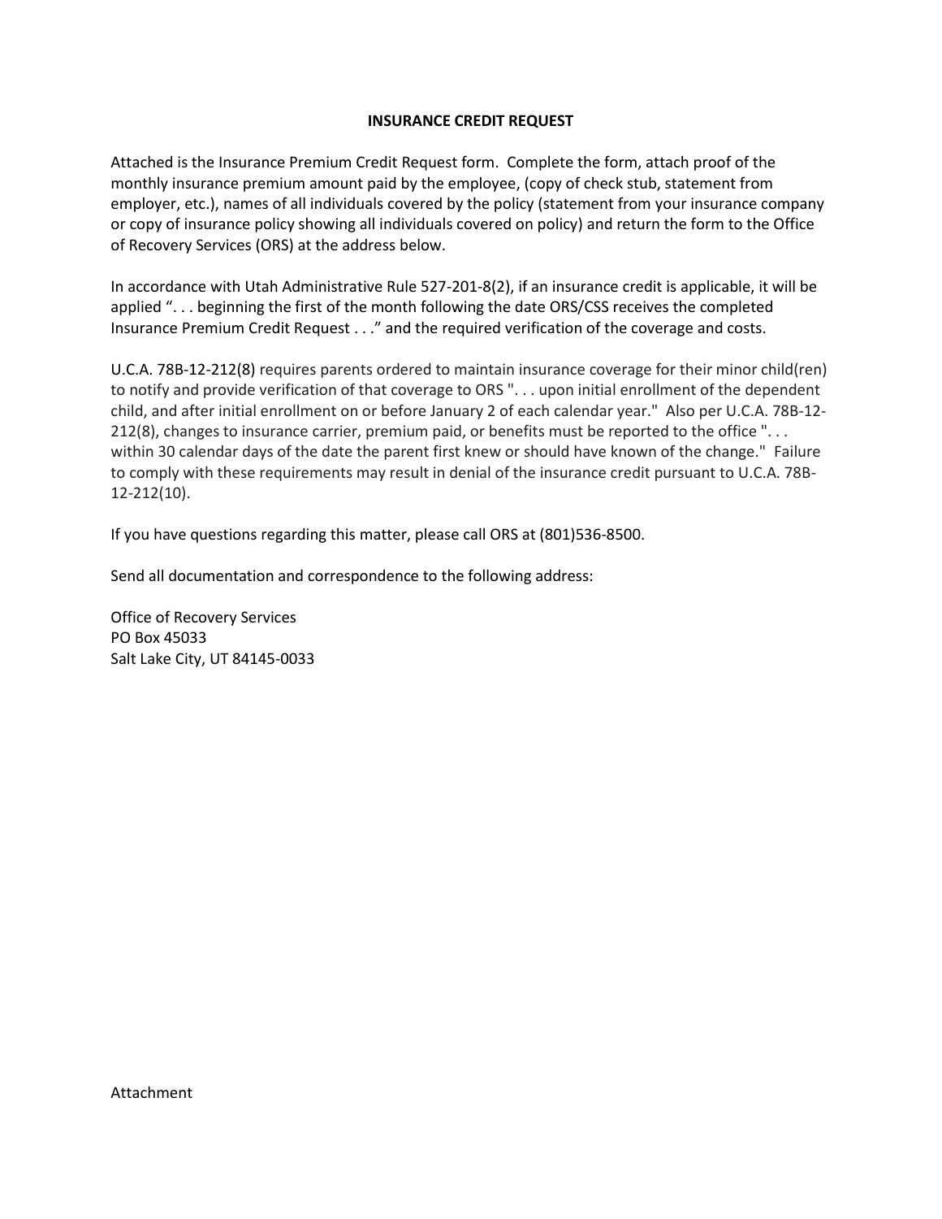# INSURANCE CREDIT REQUEST

Attached is the Insurance Premium Credit Request form. Complete the form, attach proof of the monthly insurance premium amount paid by the employee, (copy of check stub, statement from employer, etc.), names of all individuals covered by the policy (statement from your insurance company or copy of insurance policy showing all individuals covered on policy) and return the form to the Office of Recovery Services (ORS) at the address below.

In accordance with Utah Administrative Rule 527-201-8(2), if an insurance credit is applicable, it will be applied ". . . beginning the first of the month following the date ORS/CSS receives the completed Insurance Premium Credit Request . . ." and the required verification of the coverage and costs.

U.C.A. 78B-12-212(8) requires parents ordered to maintain insurance coverage for their minor child(ren) to notify and provide verification of that coverage to ORS ". . . upon initial enrollment of the dependent child, and after initial enrollment on or before January 2 of each calendar year." Also per U.C.A. 78B-12-212(8), changes to insurance carrier, premium paid, or benefits must be reported to the office ". . . within 30 calendar days of the date the parent first knew or should have known of the change." Failure to comply with these requirements may result in denial of the insurance credit pursuant to U.C.A. 78B-12-212(10).

If you have questions regarding this matter, please call ORS at (801)536-8500.

Send all documentation and correspondence to the following address:

Office of Recovery Services
PO Box 45033
Salt Lake City, UT 84145-0033

Attachment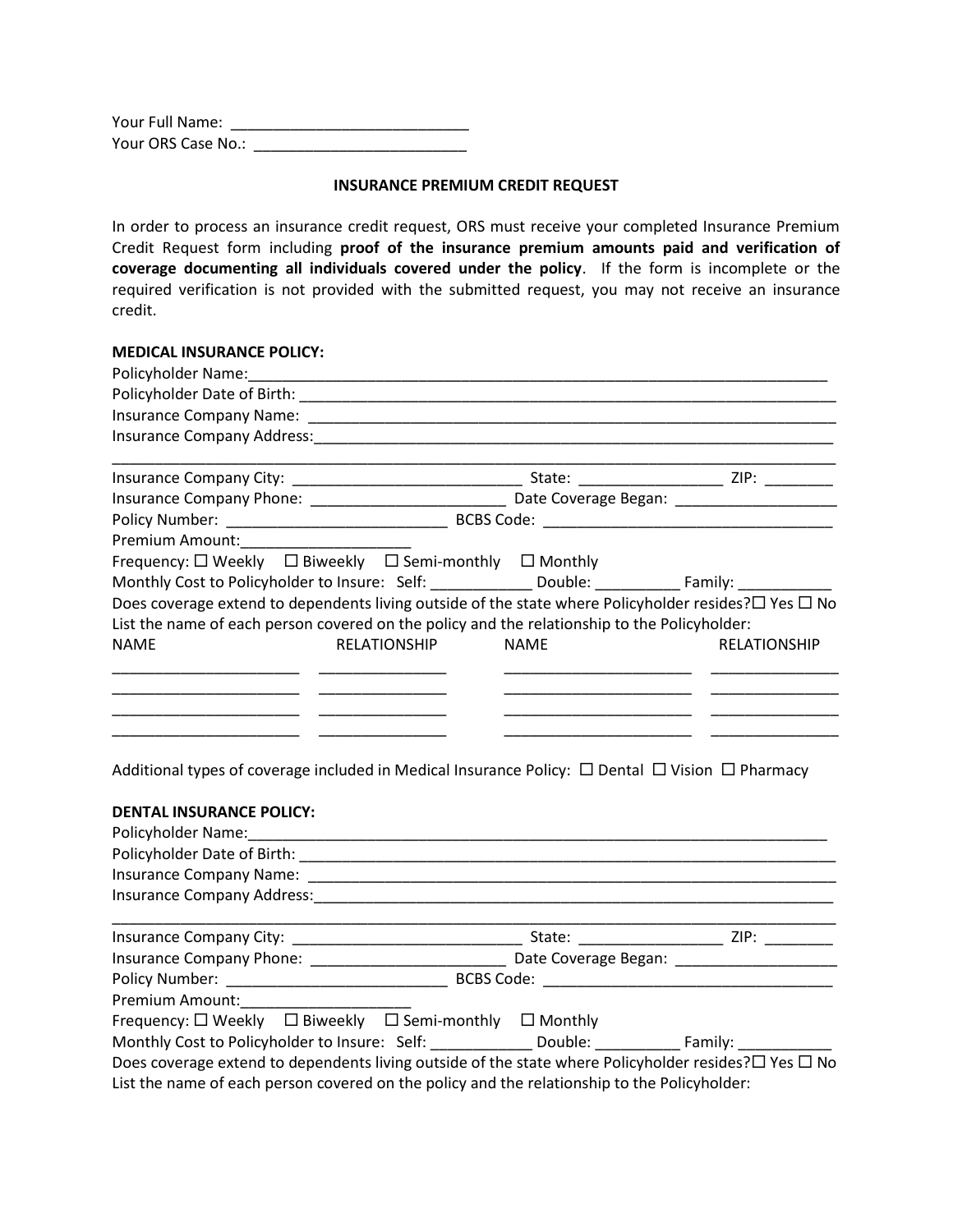Your Full Name: ____________________________
Your ORS Case No.: _________________________

## INSURANCE PREMIUM CREDIT REQUEST

In order to process an insurance credit request, ORS must receive your completed Insurance Premium Credit Request form including **proof of the insurance premium amounts paid and verification of coverage documenting all individuals covered under the policy**. If the form is incomplete or the required verification is not provided with the submitted request, you may not receive an insurance credit.

### MEDICAL INSURANCE POLICY:

Policyholder Name:_________________________________________________________________________
Policyholder Date of Birth: __________________________________________________________________
Insurance Company Name: __________________________________________________________________
Insurance Company Address:_________________________________________________________________
_____________________________________________________________________________________
Insurance Company City: ___________________________ State: _________________ ZIP: ________
Insurance Company Phone: _______________________ Date Coverage Began: ___________________
Policy Number: __________________________ BCBS Code: ___________________________________
Premium Amount:____________________
Frequency: ☐ Weekly ☐ Biweekly ☐ Semi-monthly ☐ Monthly
Monthly Cost to Policyholder to Insure: Self: ____________ Double: __________ Family: ___________
Does coverage extend to dependents living outside of the state where Policyholder resides?☐ Yes ☐ No
List the name of each person covered on the policy and the relationship to the Policyholder:

| NAME | RELATIONSHIP | NAME | RELATIONSHIP |
|---|---|---|---|
| | | | |
| | | | |
| | | | |
| | | | |

Additional types of coverage included in Medical Insurance Policy: ☐ Dental ☐ Vision ☐ Pharmacy

### DENTAL INSURANCE POLICY:

Policyholder Name:_________________________________________________________________________
Policyholder Date of Birth: __________________________________________________________________
Insurance Company Name: __________________________________________________________________
Insurance Company Address:_________________________________________________________________
_____________________________________________________________________________________
Insurance Company City: ___________________________ State: _________________ ZIP: ________
Insurance Company Phone: _______________________ Date Coverage Began: ___________________
Policy Number: __________________________ BCBS Code: ___________________________________
Premium Amount:____________________
Frequency: ☐ Weekly ☐ Biweekly ☐ Semi-monthly ☐ Monthly
Monthly Cost to Policyholder to Insure: Self: ____________ Double: __________ Family: ___________
Does coverage extend to dependents living outside of the state where Policyholder resides?☐ Yes ☐ No
List the name of each person covered on the policy and the relationship to the Policyholder: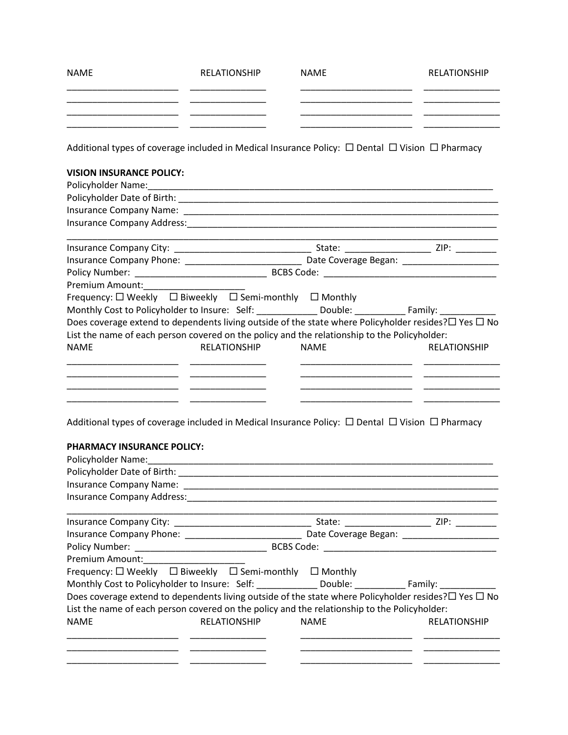| NAME | RELATIONSHIP | NAME | RELATIONSHIP |
|---|---|---|---|
| | | | |
| | | | |
| | | | |
| | | | |

Additional types of coverage included in Medical Insurance Policy: ☐ Dental ☐ Vision ☐ Pharmacy

**VISION INSURANCE POLICY:**

Policyholder Name:_______________________________________________________________________

Policyholder Date of Birth: _________________________________________________________________

Insurance Company Name: _________________________________________________________________

Insurance Company Address:_______________________________________________________________

_______________________________________________________________________________________

Insurance Company City: ___________________________ State: ________________ ZIP: ________

Insurance Company Phone: ________________________ Date Coverage Began: ___________________

Policy Number: __________________________ BCBS Code: __________________________________

Premium Amount:____________________

Frequency: ☐ Weekly ☐ Biweekly ☐ Semi-monthly ☐ Monthly

Monthly Cost to Policyholder to Insure: Self: ____________ Double: __________ Family: ___________

Does coverage extend to dependents living outside of the state where Policyholder resides?☐ Yes ☐ No

List the name of each person covered on the policy and the relationship to the Policyholder:

| NAME | RELATIONSHIP | NAME | RELATIONSHIP |
|---|---|---|---|
| | | | |
| | | | |
| | | | |
| | | | |

Additional types of coverage included in Medical Insurance Policy: ☐ Dental ☐ Vision ☐ Pharmacy

**PHARMACY INSURANCE POLICY:**

Policyholder Name:_______________________________________________________________________

Policyholder Date of Birth: _________________________________________________________________

Insurance Company Name: _________________________________________________________________

Insurance Company Address:_______________________________________________________________

_______________________________________________________________________________________

Insurance Company City: ___________________________ State: ________________ ZIP: ________

Insurance Company Phone: ________________________ Date Coverage Began: ___________________

Policy Number: __________________________ BCBS Code: __________________________________

Premium Amount:____________________

Frequency: ☐ Weekly ☐ Biweekly ☐ Semi-monthly ☐ Monthly

Monthly Cost to Policyholder to Insure: Self: ____________ Double: __________ Family: ___________

Does coverage extend to dependents living outside of the state where Policyholder resides?☐ Yes ☐ No

List the name of each person covered on the policy and the relationship to the Policyholder:

| NAME | RELATIONSHIP | NAME | RELATIONSHIP |
|---|---|---|---|
| | | | |
| | | | |
| | | | |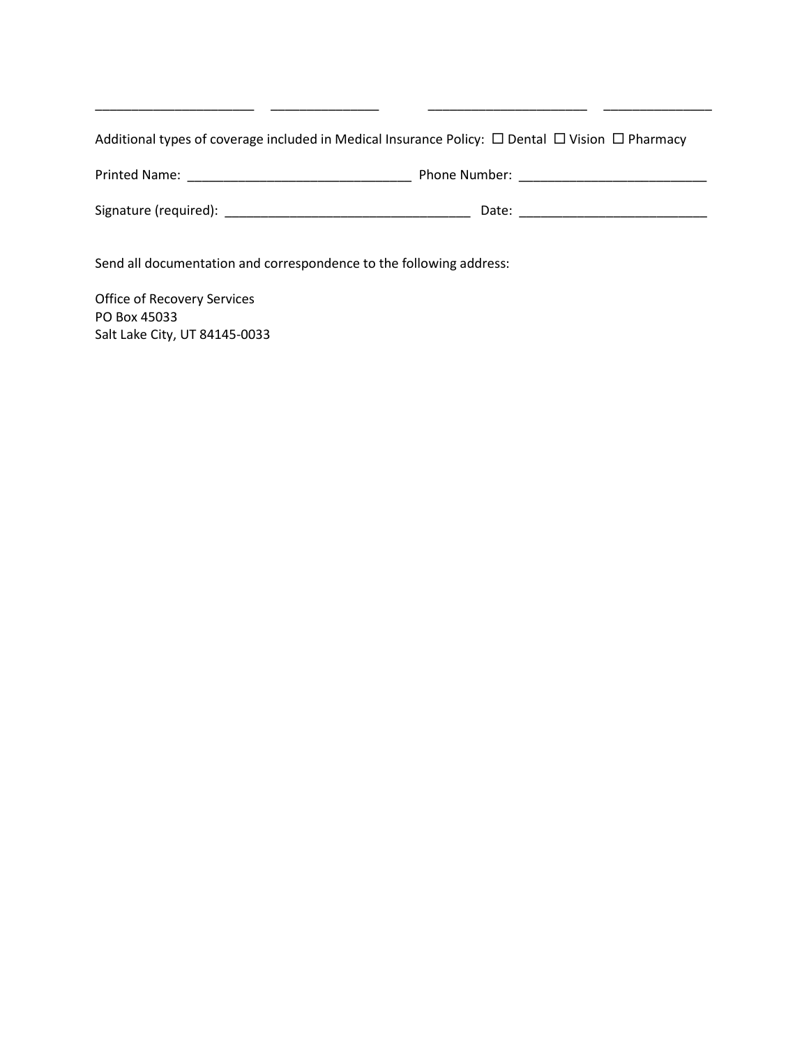______________________ _______________ ______________________ _______________

Additional types of coverage included in Medical Insurance Policy: ☐ Dental ☐ Vision ☐ Pharmacy

Printed Name: ______________________________ Phone Number: _________________________

Signature (required): _________________________________ Date: _________________________

Send all documentation and correspondence to the following address:

Office of Recovery Services  
PO Box 45033  
Salt Lake City, UT 84145-0033